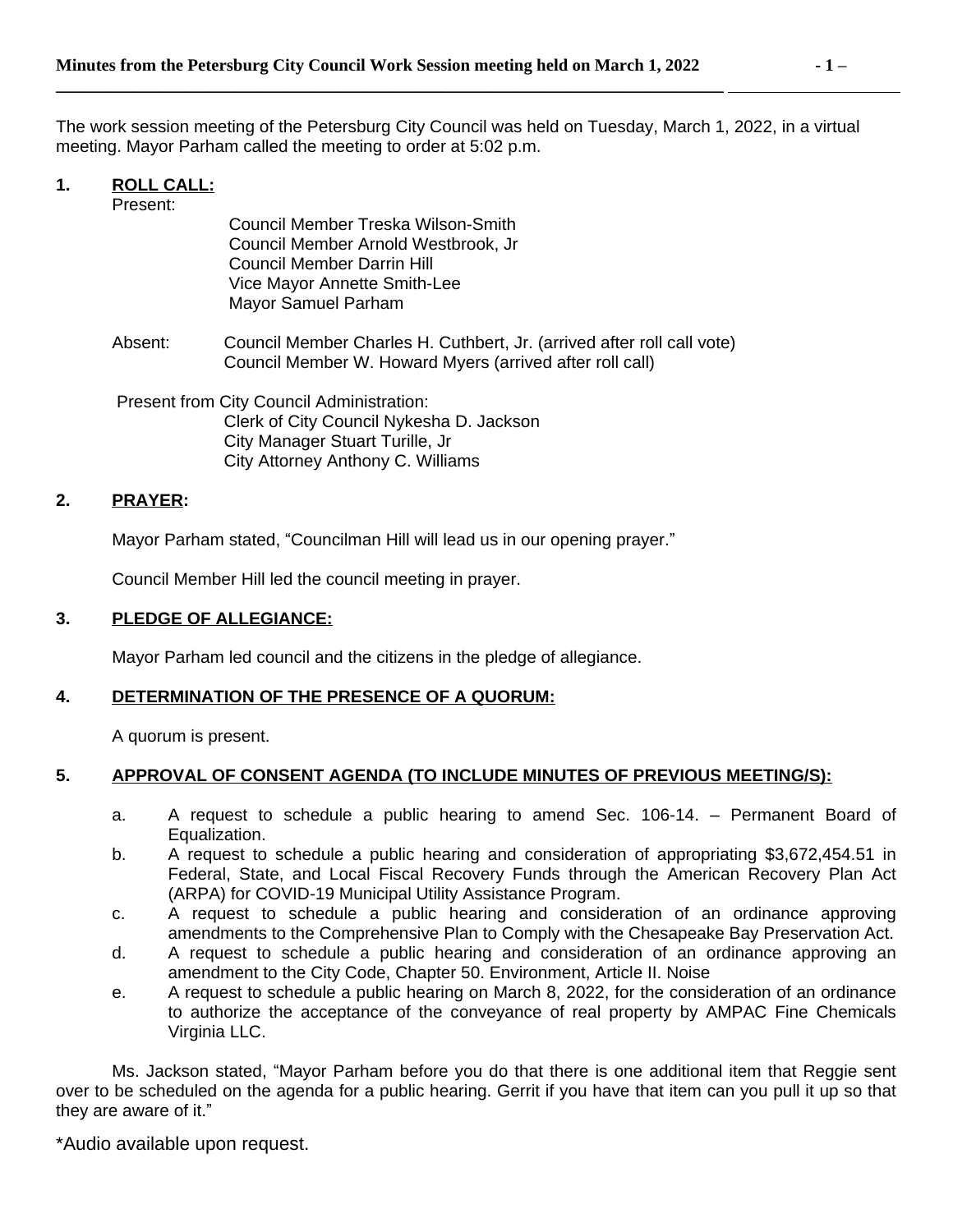The work session meeting of the Petersburg City Council was held on Tuesday, March 1, 2022, in a virtual meeting. Mayor Parham called the meeting to order at 5:02 p.m.

**1. ROLL CALL:**

Present:

Council Member Treska Wilson-Smith
Council Member Arnold Westbrook, Jr
Council Member Darrin Hill
Vice Mayor Annette Smith-Lee
Mayor Samuel Parham

Absent: Council Member Charles H. Cuthbert, Jr. (arrived after roll call vote)
Council Member W. Howard Myers (arrived after roll call)

Present from City Council Administration:
Clerk of City Council Nykesha D. Jackson
City Manager Stuart Turille, Jr
City Attorney Anthony C. Williams

**2. PRAYER:**

Mayor Parham stated, "Councilman Hill will lead us in our opening prayer."

Council Member Hill led the council meeting in prayer.

**3. PLEDGE OF ALLEGIANCE:**

Mayor Parham led council and the citizens in the pledge of allegiance.

**4. DETERMINATION OF THE PRESENCE OF A QUORUM:**

A quorum is present.

**5. APPROVAL OF CONSENT AGENDA (TO INCLUDE MINUTES OF PREVIOUS MEETING/S):**

a. A request to schedule a public hearing to amend Sec. 106-14. – Permanent Board of Equalization.
b. A request to schedule a public hearing and consideration of appropriating $3,672,454.51 in Federal, State, and Local Fiscal Recovery Funds through the American Recovery Plan Act (ARPA) for COVID-19 Municipal Utility Assistance Program.
c. A request to schedule a public hearing and consideration of an ordinance approving amendments to the Comprehensive Plan to Comply with the Chesapeake Bay Preservation Act.
d. A request to schedule a public hearing and consideration of an ordinance approving an amendment to the City Code, Chapter 50. Environment, Article II. Noise
e. A request to schedule a public hearing on March 8, 2022, for the consideration of an ordinance to authorize the acceptance of the conveyance of real property by AMPAC Fine Chemicals Virginia LLC.

Ms. Jackson stated, "Mayor Parham before you do that there is one additional item that Reggie sent over to be scheduled on the agenda for a public hearing. Gerrit if you have that item can you pull it up so that they are aware of it."

*Audio available upon request.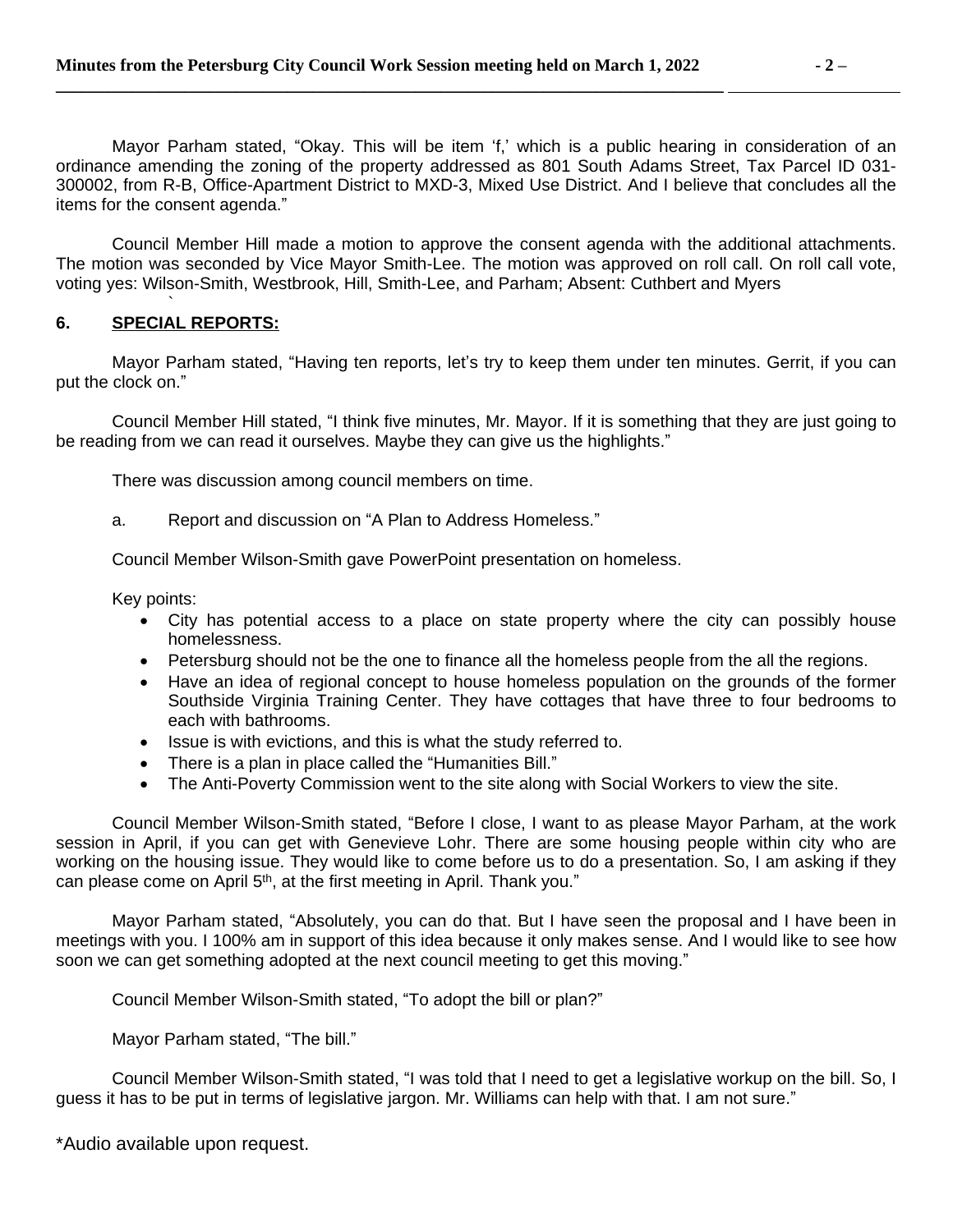Mayor Parham stated, "Okay. This will be item 'f,' which is a public hearing in consideration of an ordinance amending the zoning of the property addressed as 801 South Adams Street, Tax Parcel ID 031-300002, from R-B, Office-Apartment District to MXD-3, Mixed Use District. And I believe that concludes all the items for the consent agenda."

Council Member Hill made a motion to approve the consent agenda with the additional attachments. The motion was seconded by Vice Mayor Smith-Lee. The motion was approved on roll call. On roll call vote, voting yes: Wilson-Smith, Westbrook, Hill, Smith-Lee, and Parham; Absent: Cuthbert and Myers

## 6. SPECIAL REPORTS:

Mayor Parham stated, "Having ten reports, let's try to keep them under ten minutes. Gerrit, if you can put the clock on."

Council Member Hill stated, "I think five minutes, Mr. Mayor. If it is something that they are just going to be reading from we can read it ourselves. Maybe they can give us the highlights."

There was discussion among council members on time.

a. Report and discussion on "A Plan to Address Homeless."

Council Member Wilson-Smith gave PowerPoint presentation on homeless.

Key points:

- City has potential access to a place on state property where the city can possibly house homelessness.
- Petersburg should not be the one to finance all the homeless people from the all the regions.
- Have an idea of regional concept to house homeless population on the grounds of the former Southside Virginia Training Center. They have cottages that have three to four bedrooms to each with bathrooms.
- Issue is with evictions, and this is what the study referred to.
- There is a plan in place called the "Humanities Bill."
- The Anti-Poverty Commission went to the site along with Social Workers to view the site.

Council Member Wilson-Smith stated, "Before I close, I want to as please Mayor Parham, at the work session in April, if you can get with Genevieve Lohr. There are some housing people within city who are working on the housing issue. They would like to come before us to do a presentation. So, I am asking if they can please come on April 5th, at the first meeting in April. Thank you."

Mayor Parham stated, "Absolutely, you can do that. But I have seen the proposal and I have been in meetings with you. I 100% am in support of this idea because it only makes sense. And I would like to see how soon we can get something adopted at the next council meeting to get this moving."

Council Member Wilson-Smith stated, "To adopt the bill or plan?"

Mayor Parham stated, "The bill."

Council Member Wilson-Smith stated, "I was told that I need to get a legislative workup on the bill. So, I guess it has to be put in terms of legislative jargon. Mr. Williams can help with that. I am not sure."

*Audio available upon request.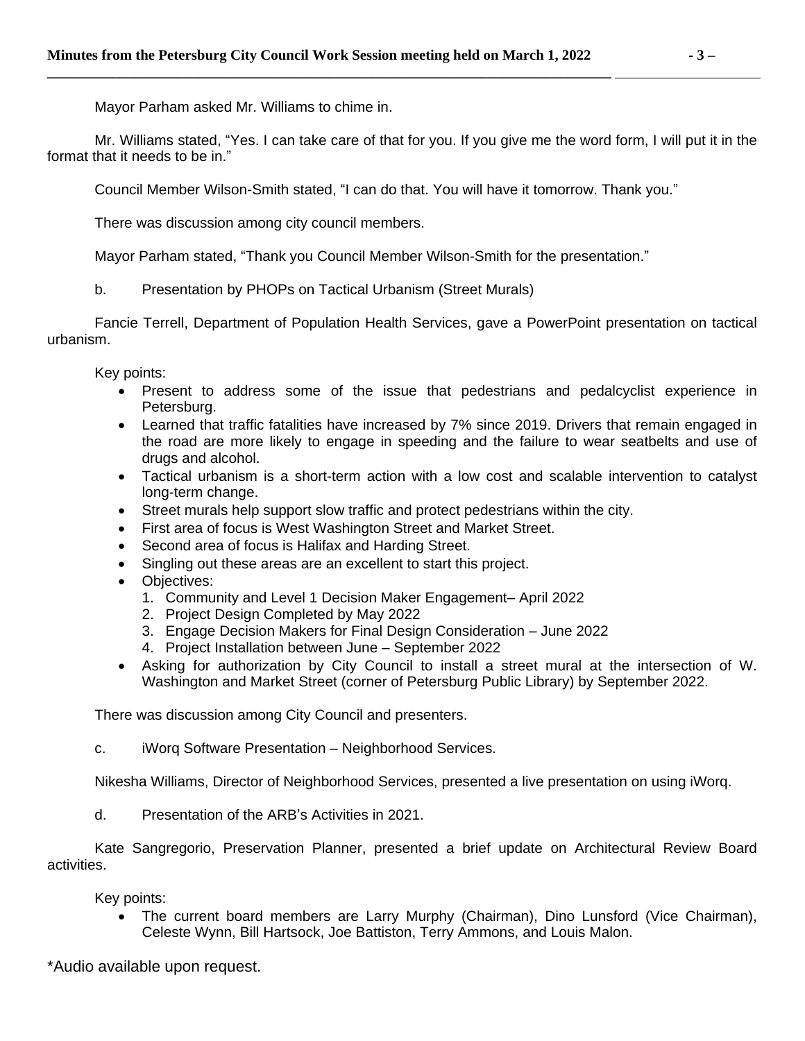Mayor Parham asked Mr. Williams to chime in.

Mr. Williams stated, "Yes. I can take care of that for you. If you give me the word form, I will put it in the format that it needs to be in."

Council Member Wilson-Smith stated, "I can do that. You will have it tomorrow. Thank you."

There was discussion among city council members.

Mayor Parham stated, "Thank you Council Member Wilson-Smith for the presentation."

b. Presentation by PHOPs on Tactical Urbanism (Street Murals)

Fancie Terrell, Department of Population Health Services, gave a PowerPoint presentation on tactical urbanism.

Key points:

- Present to address some of the issue that pedestrians and pedalcyclist experience in Petersburg.
- Learned that traffic fatalities have increased by 7% since 2019. Drivers that remain engaged in the road are more likely to engage in speeding and the failure to wear seatbelts and use of drugs and alcohol.
- Tactical urbanism is a short-term action with a low cost and scalable intervention to catalyst long-term change.
- Street murals help support slow traffic and protect pedestrians within the city.
- First area of focus is West Washington Street and Market Street.
- Second area of focus is Halifax and Harding Street.
- Singling out these areas are an excellent to start this project.
- Objectives:
  1. Community and Level 1 Decision Maker Engagement– April 2022
  2. Project Design Completed by May 2022
  3. Engage Decision Makers for Final Design Consideration – June 2022
  4. Project Installation between June – September 2022
- Asking for authorization by City Council to install a street mural at the intersection of W. Washington and Market Street (corner of Petersburg Public Library) by September 2022.

There was discussion among City Council and presenters.

c. iWorq Software Presentation – Neighborhood Services.

Nikesha Williams, Director of Neighborhood Services, presented a live presentation on using iWorq.

d. Presentation of the ARB's Activities in 2021.

Kate Sangregorio, Preservation Planner, presented a brief update on Architectural Review Board activities.

Key points:

- The current board members are Larry Murphy (Chairman), Dino Lunsford (Vice Chairman), Celeste Wynn, Bill Hartsock, Joe Battiston, Terry Ammons, and Louis Malon.

*Audio available upon request.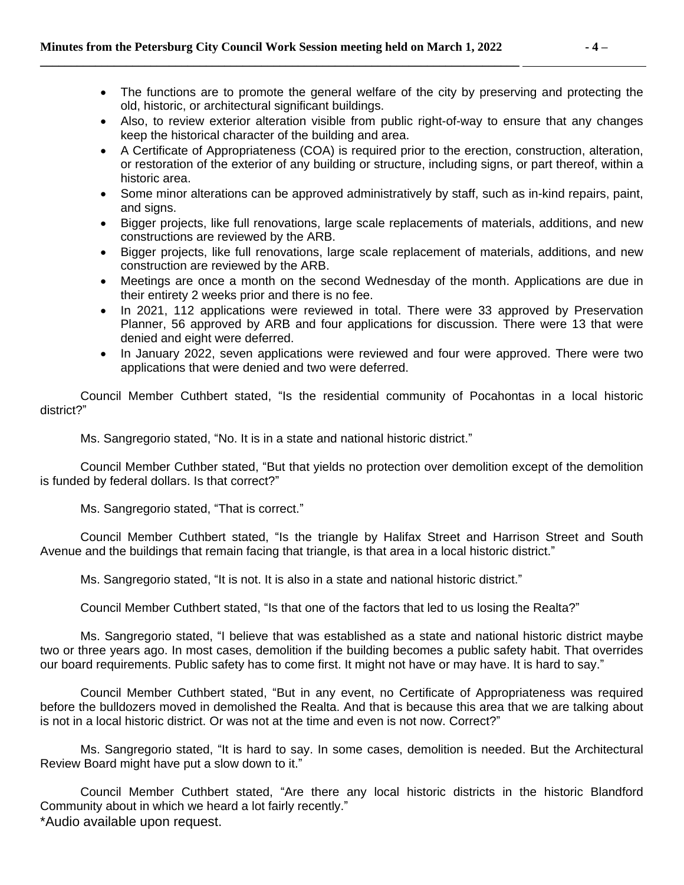- The functions are to promote the general welfare of the city by preserving and protecting the old, historic, or architectural significant buildings.
- Also, to review exterior alteration visible from public right-of-way to ensure that any changes keep the historical character of the building and area.
- A Certificate of Appropriateness (COA) is required prior to the erection, construction, alteration, or restoration of the exterior of any building or structure, including signs, or part thereof, within a historic area.
- Some minor alterations can be approved administratively by staff, such as in-kind repairs, paint, and signs.
- Bigger projects, like full renovations, large scale replacements of materials, additions, and new constructions are reviewed by the ARB.
- Bigger projects, like full renovations, large scale replacement of materials, additions, and new construction are reviewed by the ARB.
- Meetings are once a month on the second Wednesday of the month. Applications are due in their entirety 2 weeks prior and there is no fee.
- In 2021, 112 applications were reviewed in total. There were 33 approved by Preservation Planner, 56 approved by ARB and four applications for discussion. There were 13 that were denied and eight were deferred.
- In January 2022, seven applications were reviewed and four were approved. There were two applications that were denied and two were deferred.

Council Member Cuthbert stated, "Is the residential community of Pocahontas in a local historic district?"

Ms. Sangregorio stated, "No. It is in a state and national historic district."

Council Member Cuthber stated, "But that yields no protection over demolition except of the demolition is funded by federal dollars. Is that correct?"

Ms. Sangregorio stated, "That is correct."

Council Member Cuthbert stated, "Is the triangle by Halifax Street and Harrison Street and South Avenue and the buildings that remain facing that triangle, is that area in a local historic district."

Ms. Sangregorio stated, "It is not. It is also in a state and national historic district."

Council Member Cuthbert stated, "Is that one of the factors that led to us losing the Realta?"

Ms. Sangregorio stated, "I believe that was established as a state and national historic district maybe two or three years ago. In most cases, demolition if the building becomes a public safety habit. That overrides our board requirements. Public safety has to come first. It might not have or may have. It is hard to say."

Council Member Cuthbert stated, "But in any event, no Certificate of Appropriateness was required before the bulldozers moved in demolished the Realta. And that is because this area that we are talking about is not in a local historic district. Or was not at the time and even is not now. Correct?"

Ms. Sangregorio stated, "It is hard to say. In some cases, demolition is needed. But the Architectural Review Board might have put a slow down to it."

Council Member Cuthbert stated, "Are there any local historic districts in the historic Blandford Community about in which we heard a lot fairly recently."

\*Audio available upon request.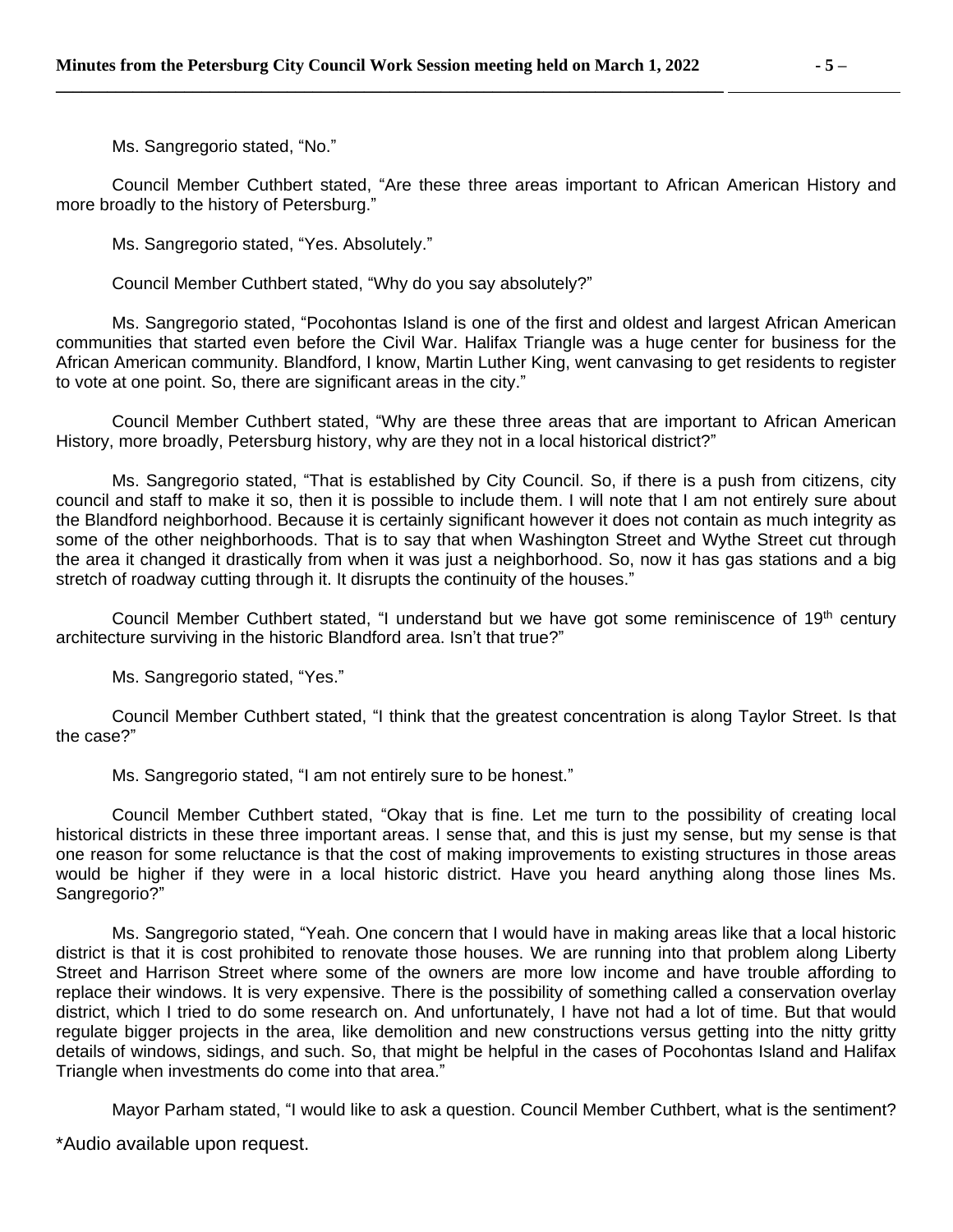Ms. Sangregorio stated, "No."

Council Member Cuthbert stated, "Are these three areas important to African American History and more broadly to the history of Petersburg."

Ms. Sangregorio stated, "Yes. Absolutely."

Council Member Cuthbert stated, "Why do you say absolutely?"

Ms. Sangregorio stated, "Pocohontas Island is one of the first and oldest and largest African American communities that started even before the Civil War. Halifax Triangle was a huge center for business for the African American community. Blandford, I know, Martin Luther King, went canvasing to get residents to register to vote at one point. So, there are significant areas in the city."

Council Member Cuthbert stated, "Why are these three areas that are important to African American History, more broadly, Petersburg history, why are they not in a local historical district?"

Ms. Sangregorio stated, "That is established by City Council. So, if there is a push from citizens, city council and staff to make it so, then it is possible to include them. I will note that I am not entirely sure about the Blandford neighborhood. Because it is certainly significant however it does not contain as much integrity as some of the other neighborhoods. That is to say that when Washington Street and Wythe Street cut through the area it changed it drastically from when it was just a neighborhood. So, now it has gas stations and a big stretch of roadway cutting through it. It disrupts the continuity of the houses."

Council Member Cuthbert stated, "I understand but we have got some reminiscence of 19th century architecture surviving in the historic Blandford area. Isn't that true?"

Ms. Sangregorio stated, "Yes."

Council Member Cuthbert stated, "I think that the greatest concentration is along Taylor Street. Is that the case?"

Ms. Sangregorio stated, "I am not entirely sure to be honest."

Council Member Cuthbert stated, "Okay that is fine. Let me turn to the possibility of creating local historical districts in these three important areas. I sense that, and this is just my sense, but my sense is that one reason for some reluctance is that the cost of making improvements to existing structures in those areas would be higher if they were in a local historic district. Have you heard anything along those lines Ms. Sangregorio?"

Ms. Sangregorio stated, "Yeah. One concern that I would have in making areas like that a local historic district is that it is cost prohibited to renovate those houses. We are running into that problem along Liberty Street and Harrison Street where some of the owners are more low income and have trouble affording to replace their windows. It is very expensive. There is the possibility of something called a conservation overlay district, which I tried to do some research on. And unfortunately, I have not had a lot of time. But that would regulate bigger projects in the area, like demolition and new constructions versus getting into the nitty gritty details of windows, sidings, and such. So, that might be helpful in the cases of Pocohontas Island and Halifax Triangle when investments do come into that area."

Mayor Parham stated, "I would like to ask a question. Council Member Cuthbert, what is the sentiment?

*Audio available upon request.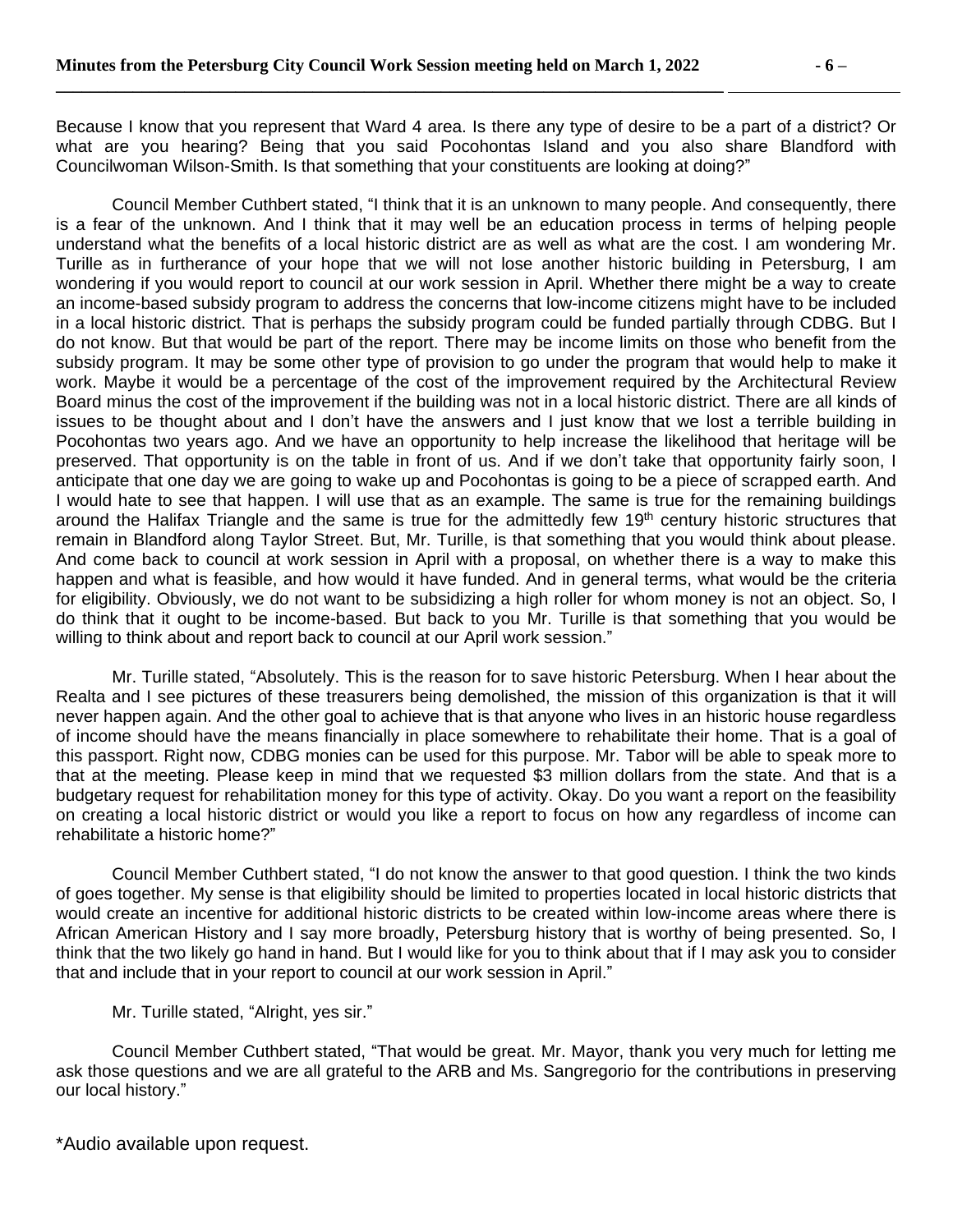Because I know that you represent that Ward 4 area. Is there any type of desire to be a part of a district? Or what are you hearing? Being that you said Pocohontas Island and you also share Blandford with Councilwoman Wilson-Smith. Is that something that your constituents are looking at doing?"

Council Member Cuthbert stated, "I think that it is an unknown to many people. And consequently, there is a fear of the unknown. And I think that it may well be an education process in terms of helping people understand what the benefits of a local historic district are as well as what are the cost. I am wondering Mr. Turille as in furtherance of your hope that we will not lose another historic building in Petersburg, I am wondering if you would report to council at our work session in April. Whether there might be a way to create an income-based subsidy program to address the concerns that low-income citizens might have to be included in a local historic district. That is perhaps the subsidy program could be funded partially through CDBG. But I do not know. But that would be part of the report. There may be income limits on those who benefit from the subsidy program. It may be some other type of provision to go under the program that would help to make it work. Maybe it would be a percentage of the cost of the improvement required by the Architectural Review Board minus the cost of the improvement if the building was not in a local historic district. There are all kinds of issues to be thought about and I don't have the answers and I just know that we lost a terrible building in Pocohontas two years ago. And we have an opportunity to help increase the likelihood that heritage will be preserved. That opportunity is on the table in front of us. And if we don't take that opportunity fairly soon, I anticipate that one day we are going to wake up and Pocohontas is going to be a piece of scrapped earth. And I would hate to see that happen. I will use that as an example. The same is true for the remaining buildings around the Halifax Triangle and the same is true for the admittedly few 19th century historic structures that remain in Blandford along Taylor Street. But, Mr. Turille, is that something that you would think about please. And come back to council at work session in April with a proposal, on whether there is a way to make this happen and what is feasible, and how would it have funded. And in general terms, what would be the criteria for eligibility. Obviously, we do not want to be subsidizing a high roller for whom money is not an object. So, I do think that it ought to be income-based. But back to you Mr. Turille is that something that you would be willing to think about and report back to council at our April work session."

Mr. Turille stated, "Absolutely. This is the reason for to save historic Petersburg. When I hear about the Realta and I see pictures of these treasurers being demolished, the mission of this organization is that it will never happen again. And the other goal to achieve that is that anyone who lives in an historic house regardless of income should have the means financially in place somewhere to rehabilitate their home. That is a goal of this passport. Right now, CDBG monies can be used for this purpose. Mr. Tabor will be able to speak more to that at the meeting. Please keep in mind that we requested $3 million dollars from the state. And that is a budgetary request for rehabilitation money for this type of activity. Okay. Do you want a report on the feasibility on creating a local historic district or would you like a report to focus on how any regardless of income can rehabilitate a historic home?"

Council Member Cuthbert stated, "I do not know the answer to that good question. I think the two kinds of goes together. My sense is that eligibility should be limited to properties located in local historic districts that would create an incentive for additional historic districts to be created within low-income areas where there is African American History and I say more broadly, Petersburg history that is worthy of being presented. So, I think that the two likely go hand in hand. But I would like for you to think about that if I may ask you to consider that and include that in your report to council at our work session in April."

Mr. Turille stated, "Alright, yes sir."

Council Member Cuthbert stated, "That would be great. Mr. Mayor, thank you very much for letting me ask those questions and we are all grateful to the ARB and Ms. Sangregorio for the contributions in preserving our local history."

*Audio available upon request.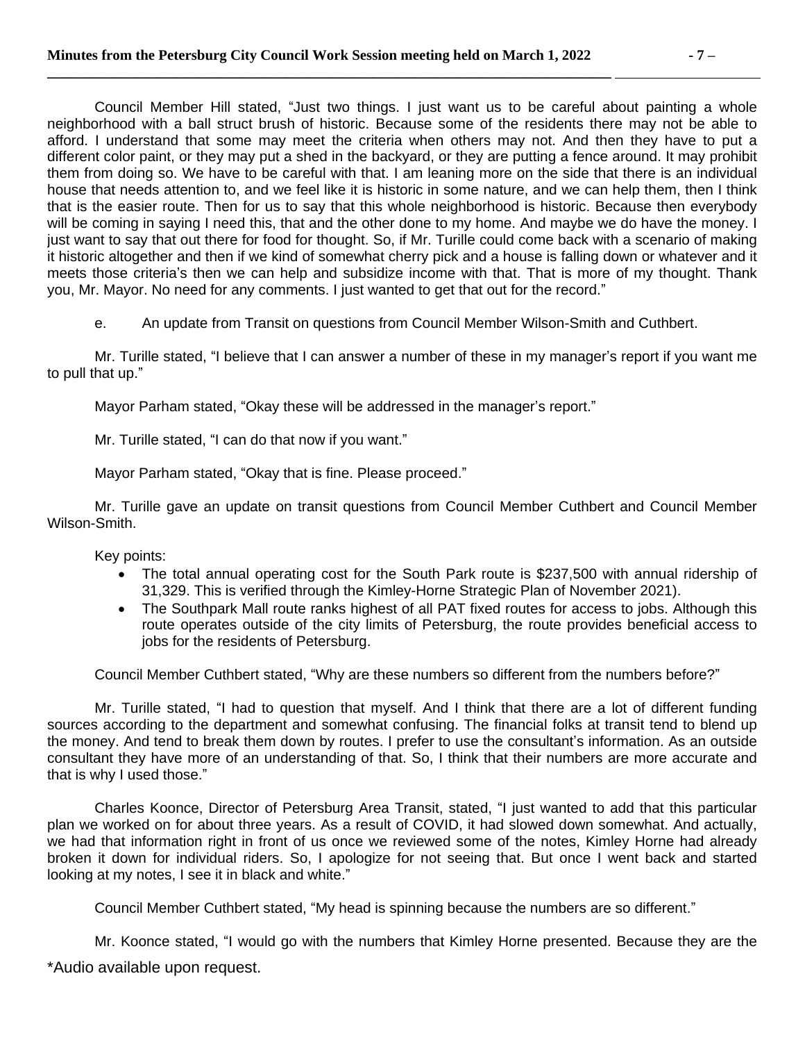Council Member Hill stated, "Just two things. I just want us to be careful about painting a whole neighborhood with a ball struct brush of historic. Because some of the residents there may not be able to afford. I understand that some may meet the criteria when others may not. And then they have to put a different color paint, or they may put a shed in the backyard, or they are putting a fence around. It may prohibit them from doing so. We have to be careful with that. I am leaning more on the side that there is an individual house that needs attention to, and we feel like it is historic in some nature, and we can help them, then I think that is the easier route. Then for us to say that this whole neighborhood is historic. Because then everybody will be coming in saying I need this, that and the other done to my home. And maybe we do have the money. I just want to say that out there for food for thought. So, if Mr. Turille could come back with a scenario of making it historic altogether and then if we kind of somewhat cherry pick and a house is falling down or whatever and it meets those criteria's then we can help and subsidize income with that. That is more of my thought. Thank you, Mr. Mayor. No need for any comments. I just wanted to get that out for the record."

e. An update from Transit on questions from Council Member Wilson-Smith and Cuthbert.

Mr. Turille stated, "I believe that I can answer a number of these in my manager's report if you want me to pull that up."

Mayor Parham stated, "Okay these will be addressed in the manager's report."

Mr. Turille stated, "I can do that now if you want."

Mayor Parham stated, "Okay that is fine. Please proceed."

Mr. Turille gave an update on transit questions from Council Member Cuthbert and Council Member Wilson-Smith.

Key points:

- The total annual operating cost for the South Park route is $237,500 with annual ridership of 31,329. This is verified through the Kimley-Horne Strategic Plan of November 2021).
- The Southpark Mall route ranks highest of all PAT fixed routes for access to jobs. Although this route operates outside of the city limits of Petersburg, the route provides beneficial access to jobs for the residents of Petersburg.

Council Member Cuthbert stated, "Why are these numbers so different from the numbers before?"

Mr. Turille stated, "I had to question that myself. And I think that there are a lot of different funding sources according to the department and somewhat confusing. The financial folks at transit tend to blend up the money. And tend to break them down by routes. I prefer to use the consultant's information. As an outside consultant they have more of an understanding of that. So, I think that their numbers are more accurate and that is why I used those."

Charles Koonce, Director of Petersburg Area Transit, stated, "I just wanted to add that this particular plan we worked on for about three years. As a result of COVID, it had slowed down somewhat. And actually, we had that information right in front of us once we reviewed some of the notes, Kimley Horne had already broken it down for individual riders. So, I apologize for not seeing that. But once I went back and started looking at my notes, I see it in black and white."

Council Member Cuthbert stated, "My head is spinning because the numbers are so different."

Mr. Koonce stated, "I would go with the numbers that Kimley Horne presented. Because they are the

*Audio available upon request.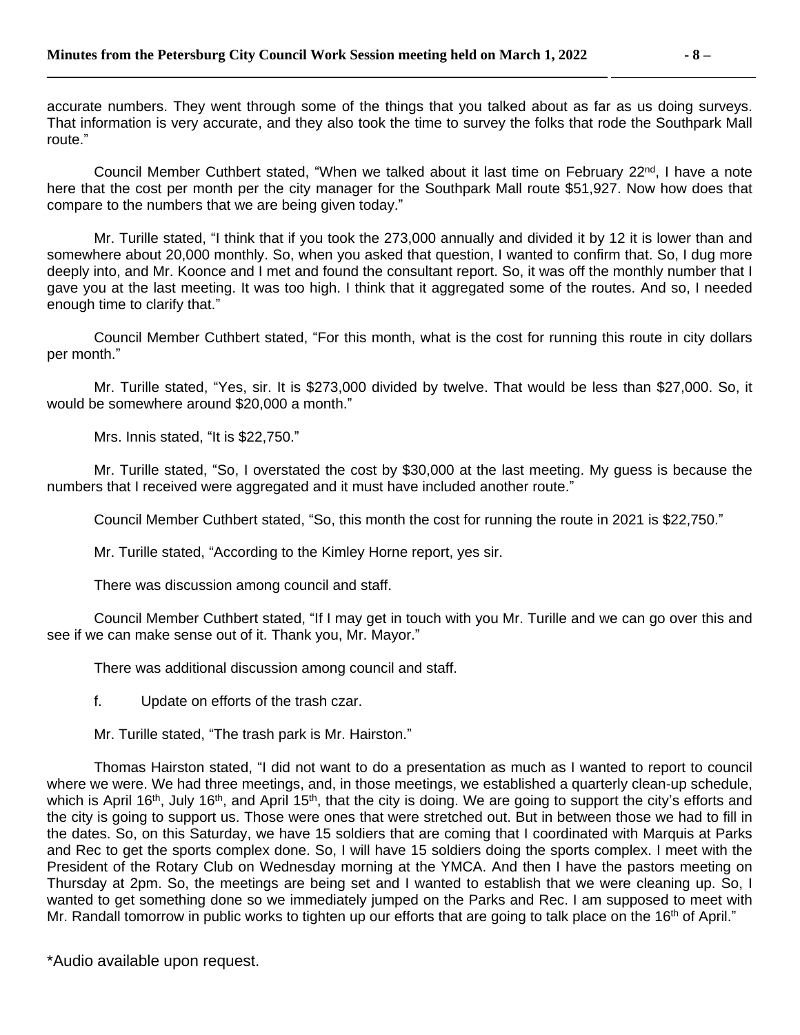accurate numbers. They went through some of the things that you talked about as far as us doing surveys. That information is very accurate, and they also took the time to survey the folks that rode the Southpark Mall route."

Council Member Cuthbert stated, "When we talked about it last time on February 22nd, I have a note here that the cost per month per the city manager for the Southpark Mall route $51,927. Now how does that compare to the numbers that we are being given today."

Mr. Turille stated, "I think that if you took the 273,000 annually and divided it by 12 it is lower than and somewhere about 20,000 monthly. So, when you asked that question, I wanted to confirm that. So, I dug more deeply into, and Mr. Koonce and I met and found the consultant report. So, it was off the monthly number that I gave you at the last meeting. It was too high. I think that it aggregated some of the routes. And so, I needed enough time to clarify that."

Council Member Cuthbert stated, "For this month, what is the cost for running this route in city dollars per month."

Mr. Turille stated, "Yes, sir. It is $273,000 divided by twelve. That would be less than $27,000. So, it would be somewhere around $20,000 a month."

Mrs. Innis stated, "It is $22,750."

Mr. Turille stated, "So, I overstated the cost by $30,000 at the last meeting. My guess is because the numbers that I received were aggregated and it must have included another route."

Council Member Cuthbert stated, "So, this month the cost for running the route in 2021 is $22,750."

Mr. Turille stated, "According to the Kimley Horne report, yes sir.

There was discussion among council and staff.

Council Member Cuthbert stated, "If I may get in touch with you Mr. Turille and we can go over this and see if we can make sense out of it. Thank you, Mr. Mayor."

There was additional discussion among council and staff.

f. Update on efforts of the trash czar.

Mr. Turille stated, "The trash park is Mr. Hairston."

Thomas Hairston stated, "I did not want to do a presentation as much as I wanted to report to council where we were. We had three meetings, and, in those meetings, we established a quarterly clean-up schedule, which is April 16th, July 16th, and April 15th, that the city is doing. We are going to support the city's efforts and the city is going to support us. Those were ones that were stretched out. But in between those we had to fill in the dates. So, on this Saturday, we have 15 soldiers that are coming that I coordinated with Marquis at Parks and Rec to get the sports complex done. So, I will have 15 soldiers doing the sports complex. I meet with the President of the Rotary Club on Wednesday morning at the YMCA. And then I have the pastors meeting on Thursday at 2pm. So, the meetings are being set and I wanted to establish that we were cleaning up. So, I wanted to get something done so we immediately jumped on the Parks and Rec. I am supposed to meet with Mr. Randall tomorrow in public works to tighten up our efforts that are going to talk place on the 16th of April."

*Audio available upon request.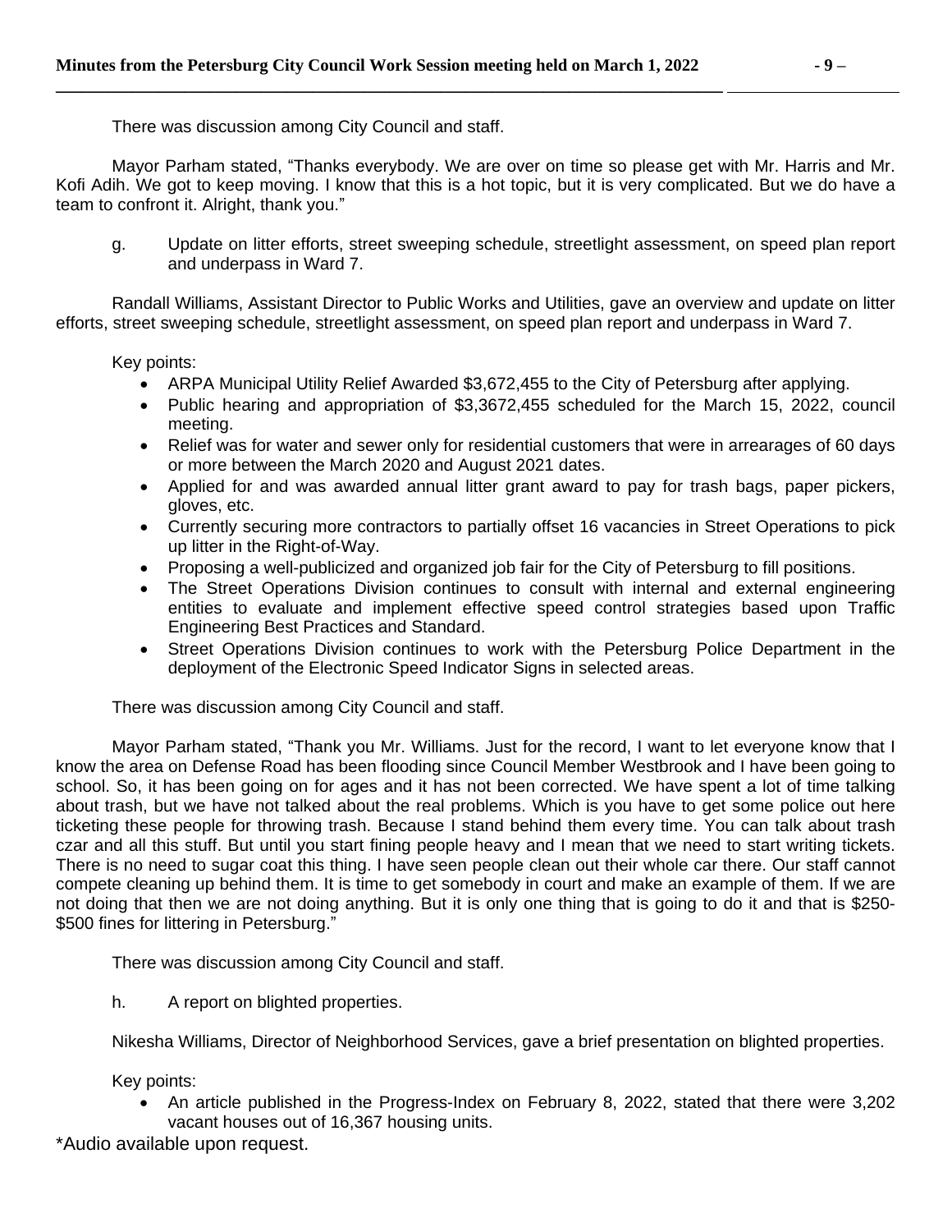There was discussion among City Council and staff.

Mayor Parham stated, "Thanks everybody. We are over on time so please get with Mr. Harris and Mr. Kofi Adih. We got to keep moving. I know that this is a hot topic, but it is very complicated. But we do have a team to confront it. Alright, thank you."

g. Update on litter efforts, street sweeping schedule, streetlight assessment, on speed plan report and underpass in Ward 7.

Randall Williams, Assistant Director to Public Works and Utilities, gave an overview and update on litter efforts, street sweeping schedule, streetlight assessment, on speed plan report and underpass in Ward 7.

Key points:

- ARPA Municipal Utility Relief Awarded $3,672,455 to the City of Petersburg after applying.
- Public hearing and appropriation of $3,3672,455 scheduled for the March 15, 2022, council meeting.
- Relief was for water and sewer only for residential customers that were in arrearages of 60 days or more between the March 2020 and August 2021 dates.
- Applied for and was awarded annual litter grant award to pay for trash bags, paper pickers, gloves, etc.
- Currently securing more contractors to partially offset 16 vacancies in Street Operations to pick up litter in the Right-of-Way.
- Proposing a well-publicized and organized job fair for the City of Petersburg to fill positions.
- The Street Operations Division continues to consult with internal and external engineering entities to evaluate and implement effective speed control strategies based upon Traffic Engineering Best Practices and Standard.
- Street Operations Division continues to work with the Petersburg Police Department in the deployment of the Electronic Speed Indicator Signs in selected areas.

There was discussion among City Council and staff.

Mayor Parham stated, "Thank you Mr. Williams. Just for the record, I want to let everyone know that I know the area on Defense Road has been flooding since Council Member Westbrook and I have been going to school. So, it has been going on for ages and it has not been corrected. We have spent a lot of time talking about trash, but we have not talked about the real problems. Which is you have to get some police out here ticketing these people for throwing trash. Because I stand behind them every time. You can talk about trash czar and all this stuff. But until you start fining people heavy and I mean that we need to start writing tickets. There is no need to sugar coat this thing. I have seen people clean out their whole car there. Our staff cannot compete cleaning up behind them. It is time to get somebody in court and make an example of them. If we are not doing that then we are not doing anything. But it is only one thing that is going to do it and that is $250-$500 fines for littering in Petersburg."

There was discussion among City Council and staff.

h. A report on blighted properties.

Nikesha Williams, Director of Neighborhood Services, gave a brief presentation on blighted properties.

Key points:

- An article published in the Progress-Index on February 8, 2022, stated that there were 3,202 vacant houses out of 16,367 housing units.

*Audio available upon request.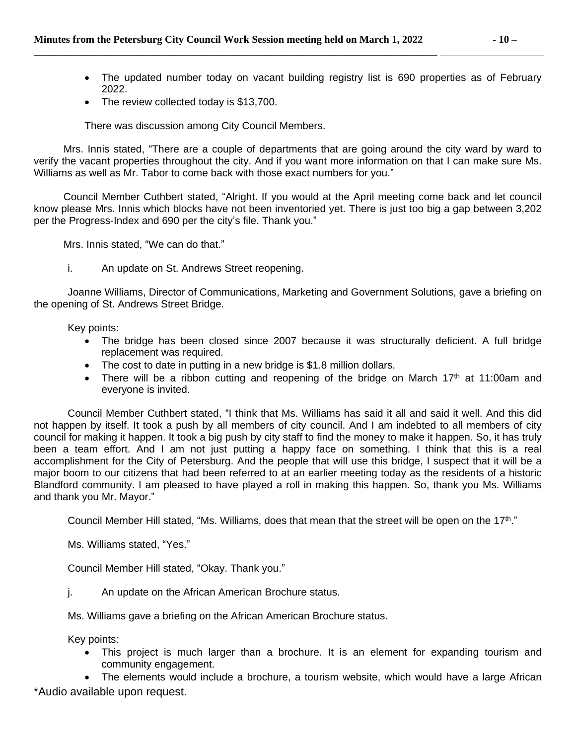- The updated number today on vacant building registry list is 690 properties as of February 2022.
- The review collected today is $13,700.

There was discussion among City Council Members.

Mrs. Innis stated, "There are a couple of departments that are going around the city ward by ward to verify the vacant properties throughout the city. And if you want more information on that I can make sure Ms. Williams as well as Mr. Tabor to come back with those exact numbers for you."

Council Member Cuthbert stated, "Alright. If you would at the April meeting come back and let council know please Mrs. Innis which blocks have not been inventoried yet. There is just too big a gap between 3,202 per the Progress-Index and 690 per the city's file. Thank you."

Mrs. Innis stated, "We can do that."

i. An update on St. Andrews Street reopening.

Joanne Williams, Director of Communications, Marketing and Government Solutions, gave a briefing on the opening of St. Andrews Street Bridge.

Key points:

- The bridge has been closed since 2007 because it was structurally deficient. A full bridge replacement was required.
- The cost to date in putting in a new bridge is $1.8 million dollars.
- There will be a ribbon cutting and reopening of the bridge on March 17th at 11:00am and everyone is invited.

Council Member Cuthbert stated, "I think that Ms. Williams has said it all and said it well. And this did not happen by itself. It took a push by all members of city council. And I am indebted to all members of city council for making it happen. It took a big push by city staff to find the money to make it happen. So, it has truly been a team effort. And I am not just putting a happy face on something. I think that this is a real accomplishment for the City of Petersburg. And the people that will use this bridge, I suspect that it will be a major boom to our citizens that had been referred to at an earlier meeting today as the residents of a historic Blandford community. I am pleased to have played a roll in making this happen. So, thank you Ms. Williams and thank you Mr. Mayor."

Council Member Hill stated, "Ms. Williams, does that mean that the street will be open on the 17th."

Ms. Williams stated, "Yes."

Council Member Hill stated, "Okay. Thank you."

j. An update on the African American Brochure status.

Ms. Williams gave a briefing on the African American Brochure status.

Key points:

- This project is much larger than a brochure. It is an element for expanding tourism and community engagement.
- The elements would include a brochure, a tourism website, which would have a large African

*Audio available upon request.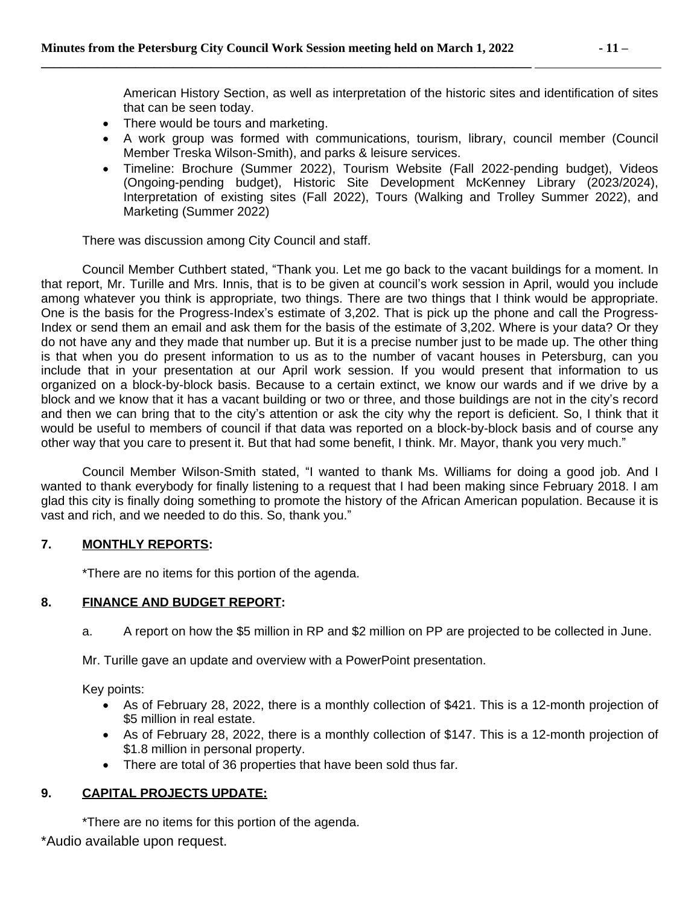American History Section, as well as interpretation of the historic sites and identification of sites that can be seen today.

- There would be tours and marketing.
- A work group was formed with communications, tourism, library, council member (Council Member Treska Wilson-Smith), and parks & leisure services.
- Timeline: Brochure (Summer 2022), Tourism Website (Fall 2022-pending budget), Videos (Ongoing-pending budget), Historic Site Development McKenney Library (2023/2024), Interpretation of existing sites (Fall 2022), Tours (Walking and Trolley Summer 2022), and Marketing (Summer 2022)

There was discussion among City Council and staff.

Council Member Cuthbert stated, "Thank you. Let me go back to the vacant buildings for a moment. In that report, Mr. Turille and Mrs. Innis, that is to be given at council's work session in April, would you include among whatever you think is appropriate, two things. There are two things that I think would be appropriate. One is the basis for the Progress-Index's estimate of 3,202. That is pick up the phone and call the Progress-Index or send them an email and ask them for the basis of the estimate of 3,202. Where is your data? Or they do not have any and they made that number up. But it is a precise number just to be made up. The other thing is that when you do present information to us as to the number of vacant houses in Petersburg, can you include that in your presentation at our April work session. If you would present that information to us organized on a block-by-block basis. Because to a certain extinct, we know our wards and if we drive by a block and we know that it has a vacant building or two or three, and those buildings are not in the city's record and then we can bring that to the city's attention or ask the city why the report is deficient. So, I think that it would be useful to members of council if that data was reported on a block-by-block basis and of course any other way that you care to present it. But that had some benefit, I think. Mr. Mayor, thank you very much."

Council Member Wilson-Smith stated, "I wanted to thank Ms. Williams for doing a good job. And I wanted to thank everybody for finally listening to a request that I had been making since February 2018. I am glad this city is finally doing something to promote the history of the African American population. Because it is vast and rich, and we needed to do this. So, thank you."

## 7. MONTHLY REPORTS:

*There are no items for this portion of the agenda.

## 8. FINANCE AND BUDGET REPORT:

a. A report on how the $5 million in RP and $2 million on PP are projected to be collected in June.

Mr. Turille gave an update and overview with a PowerPoint presentation.

Key points:

- As of February 28, 2022, there is a monthly collection of $421. This is a 12-month projection of $5 million in real estate.
- As of February 28, 2022, there is a monthly collection of $147. This is a 12-month projection of $1.8 million in personal property.
- There are total of 36 properties that have been sold thus far.

## 9. CAPITAL PROJECTS UPDATE:

*There are no items for this portion of the agenda.

*Audio available upon request.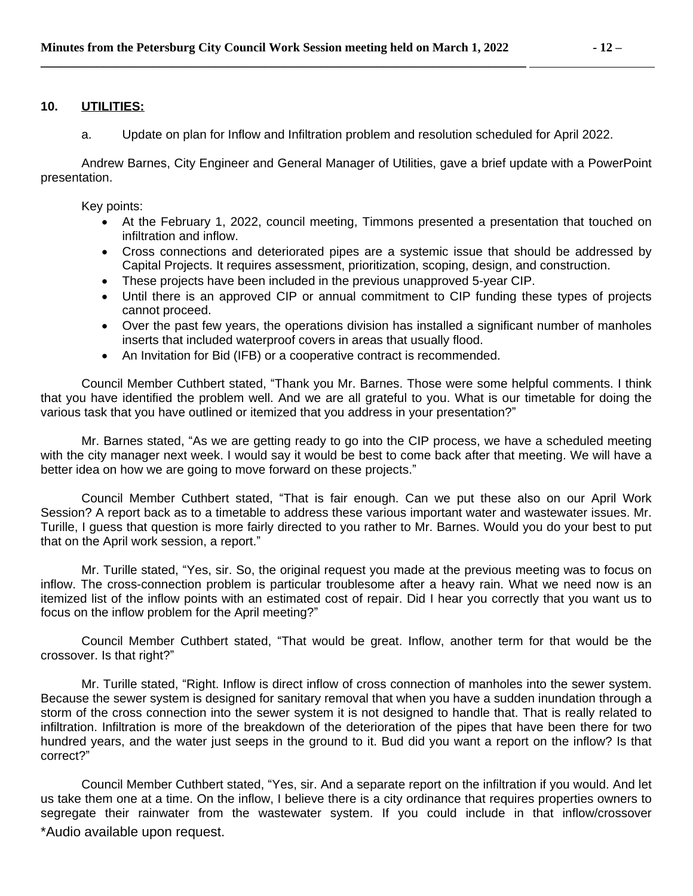**10. UTILITIES:**

a. Update on plan for Inflow and Infiltration problem and resolution scheduled for April 2022.

Andrew Barnes, City Engineer and General Manager of Utilities, gave a brief update with a PowerPoint presentation.

Key points:

- At the February 1, 2022, council meeting, Timmons presented a presentation that touched on infiltration and inflow.
- Cross connections and deteriorated pipes are a systemic issue that should be addressed by Capital Projects. It requires assessment, prioritization, scoping, design, and construction.
- These projects have been included in the previous unapproved 5-year CIP.
- Until there is an approved CIP or annual commitment to CIP funding these types of projects cannot proceed.
- Over the past few years, the operations division has installed a significant number of manholes inserts that included waterproof covers in areas that usually flood.
- An Invitation for Bid (IFB) or a cooperative contract is recommended.

Council Member Cuthbert stated, "Thank you Mr. Barnes. Those were some helpful comments. I think that you have identified the problem well. And we are all grateful to you. What is our timetable for doing the various task that you have outlined or itemized that you address in your presentation?"

Mr. Barnes stated, "As we are getting ready to go into the CIP process, we have a scheduled meeting with the city manager next week. I would say it would be best to come back after that meeting. We will have a better idea on how we are going to move forward on these projects."

Council Member Cuthbert stated, "That is fair enough. Can we put these also on our April Work Session? A report back as to a timetable to address these various important water and wastewater issues. Mr. Turille, I guess that question is more fairly directed to you rather to Mr. Barnes. Would you do your best to put that on the April work session, a report."

Mr. Turille stated, "Yes, sir. So, the original request you made at the previous meeting was to focus on inflow. The cross-connection problem is particular troublesome after a heavy rain. What we need now is an itemized list of the inflow points with an estimated cost of repair. Did I hear you correctly that you want us to focus on the inflow problem for the April meeting?"

Council Member Cuthbert stated, "That would be great. Inflow, another term for that would be the crossover. Is that right?"

Mr. Turille stated, "Right. Inflow is direct inflow of cross connection of manholes into the sewer system. Because the sewer system is designed for sanitary removal that when you have a sudden inundation through a storm of the cross connection into the sewer system it is not designed to handle that. That is really related to infiltration. Infiltration is more of the breakdown of the deterioration of the pipes that have been there for two hundred years, and the water just seeps in the ground to it. Bud did you want a report on the inflow? Is that correct?"

Council Member Cuthbert stated, "Yes, sir. And a separate report on the infiltration if you would. And let us take them one at a time. On the inflow, I believe there is a city ordinance that requires properties owners to segregate their rainwater from the wastewater system. If you could include in that inflow/crossover

*Audio available upon request.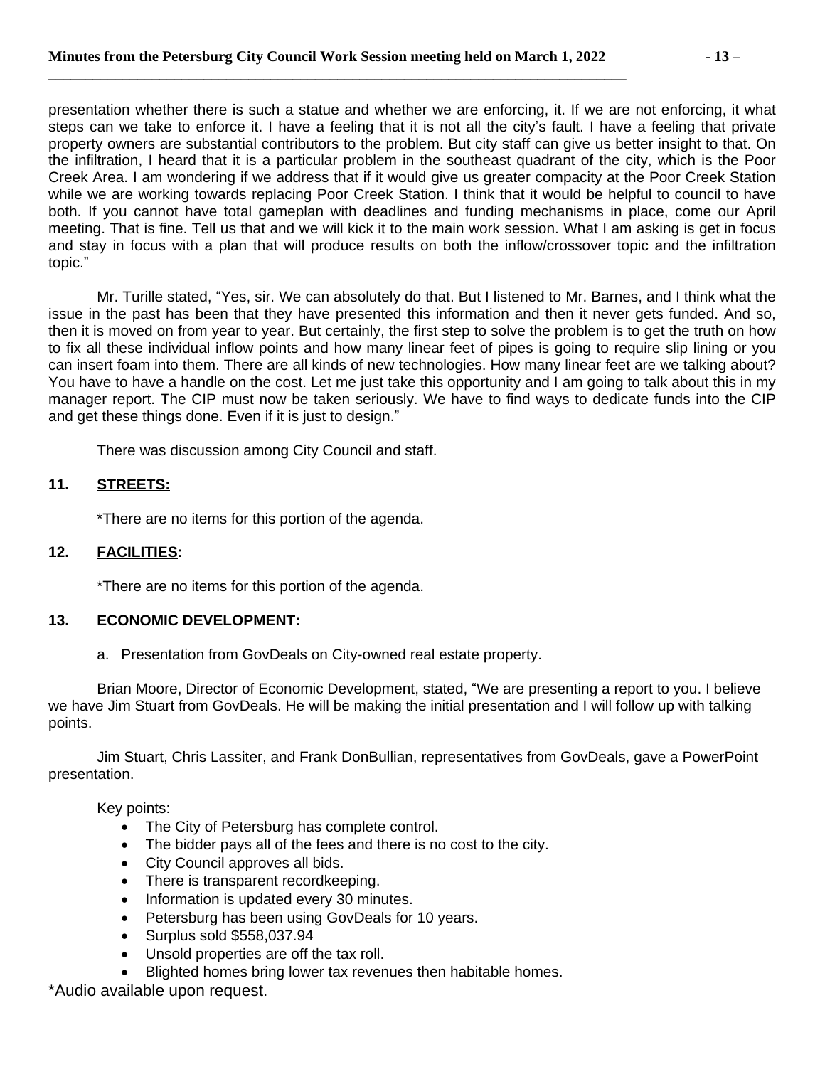presentation whether there is such a statue and whether we are enforcing, it. If we are not enforcing, it what steps can we take to enforce it. I have a feeling that it is not all the city's fault. I have a feeling that private property owners are substantial contributors to the problem. But city staff can give us better insight to that. On the infiltration, I heard that it is a particular problem in the southeast quadrant of the city, which is the Poor Creek Area. I am wondering if we address that if it would give us greater compacity at the Poor Creek Station while we are working towards replacing Poor Creek Station. I think that it would be helpful to council to have both. If you cannot have total gameplan with deadlines and funding mechanisms in place, come our April meeting. That is fine. Tell us that and we will kick it to the main work session. What I am asking is get in focus and stay in focus with a plan that will produce results on both the inflow/crossover topic and the infiltration topic."

Mr. Turille stated, "Yes, sir. We can absolutely do that. But I listened to Mr. Barnes, and I think what the issue in the past has been that they have presented this information and then it never gets funded. And so, then it is moved on from year to year. But certainly, the first step to solve the problem is to get the truth on how to fix all these individual inflow points and how many linear feet of pipes is going to require slip lining or you can insert foam into them. There are all kinds of new technologies. How many linear feet are we talking about? You have to have a handle on the cost. Let me just take this opportunity and I am going to talk about this in my manager report. The CIP must now be taken seriously. We have to find ways to dedicate funds into the CIP and get these things done. Even if it is just to design."

There was discussion among City Council and staff.

**11. <u>STREETS:</u>**

*There are no items for this portion of the agenda.

**12. <u>FACILITIES</u>:**

*There are no items for this portion of the agenda.

**13. <u>ECONOMIC DEVELOPMENT:</u>**

a. Presentation from GovDeals on City-owned real estate property.

Brian Moore, Director of Economic Development, stated, "We are presenting a report to you. I believe we have Jim Stuart from GovDeals. He will be making the initial presentation and I will follow up with talking points.

Jim Stuart, Chris Lassiter, and Frank DonBullian, representatives from GovDeals, gave a PowerPoint presentation.

Key points:

- The City of Petersburg has complete control.
- The bidder pays all of the fees and there is no cost to the city.
- City Council approves all bids.
- There is transparent recordkeeping.
- Information is updated every 30 minutes.
- Petersburg has been using GovDeals for 10 years.
- Surplus sold $558,037.94
- Unsold properties are off the tax roll.
- Blighted homes bring lower tax revenues then habitable homes.

*Audio available upon request.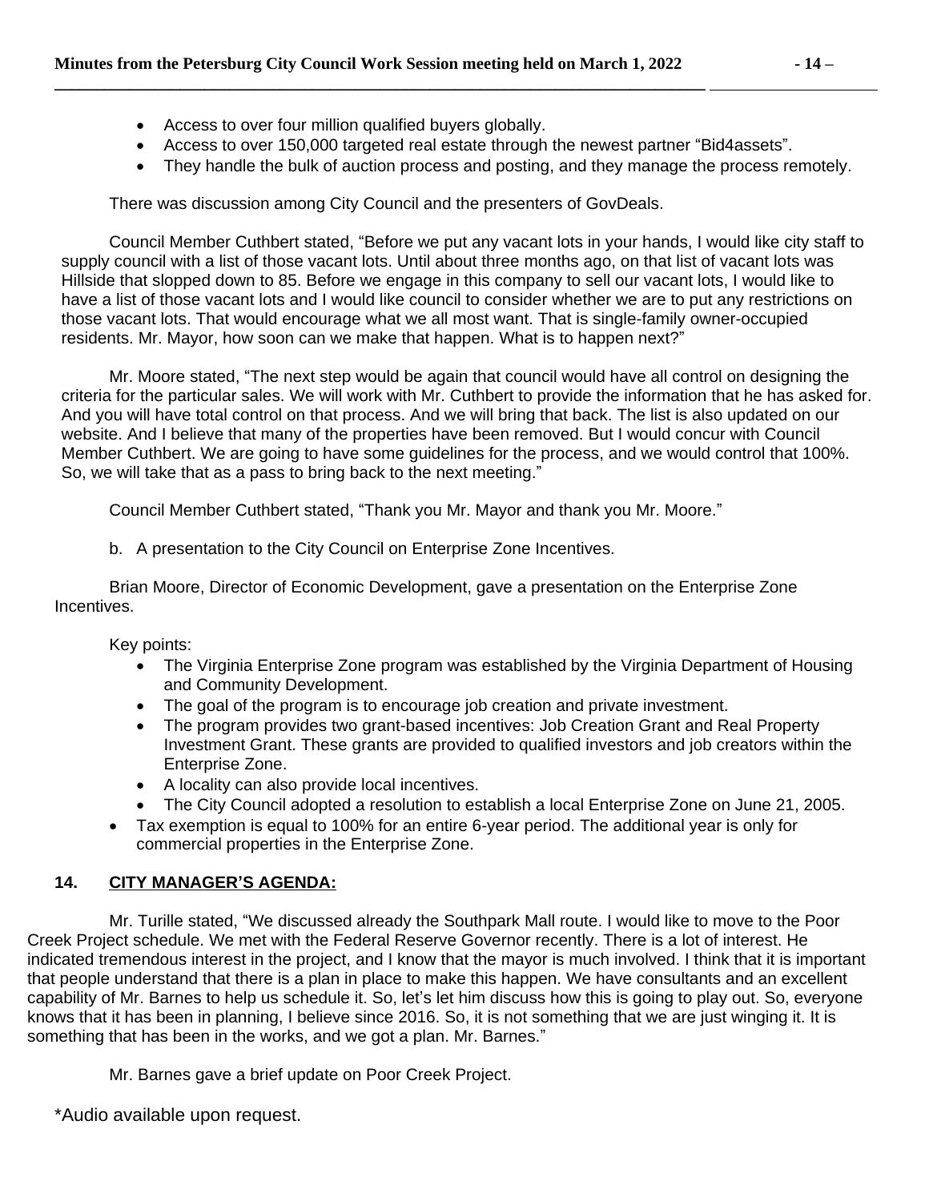- Access to over four million qualified buyers globally.
- Access to over 150,000 targeted real estate through the newest partner "Bid4assets".
- They handle the bulk of auction process and posting, and they manage the process remotely.

There was discussion among City Council and the presenters of GovDeals.

Council Member Cuthbert stated, "Before we put any vacant lots in your hands, I would like city staff to supply council with a list of those vacant lots. Until about three months ago, on that list of vacant lots was Hillside that slopped down to 85. Before we engage in this company to sell our vacant lots, I would like to have a list of those vacant lots and I would like council to consider whether we are to put any restrictions on those vacant lots. That would encourage what we all most want. That is single-family owner-occupied residents. Mr. Mayor, how soon can we make that happen. What is to happen next?"

Mr. Moore stated, "The next step would be again that council would have all control on designing the criteria for the particular sales. We will work with Mr. Cuthbert to provide the information that he has asked for. And you will have total control on that process. And we will bring that back. The list is also updated on our website. And I believe that many of the properties have been removed. But I would concur with Council Member Cuthbert. We are going to have some guidelines for the process, and we would control that 100%. So, we will take that as a pass to bring back to the next meeting."

Council Member Cuthbert stated, "Thank you Mr. Mayor and thank you Mr. Moore."

b. A presentation to the City Council on Enterprise Zone Incentives.

Brian Moore, Director of Economic Development, gave a presentation on the Enterprise Zone Incentives.

Key points:

- The Virginia Enterprise Zone program was established by the Virginia Department of Housing and Community Development.
- The goal of the program is to encourage job creation and private investment.
- The program provides two grant-based incentives: Job Creation Grant and Real Property Investment Grant. These grants are provided to qualified investors and job creators within the Enterprise Zone.
- A locality can also provide local incentives.
- The City Council adopted a resolution to establish a local Enterprise Zone on June 21, 2005.
- Tax exemption is equal to 100% for an entire 6-year period. The additional year is only for commercial properties in the Enterprise Zone.

**14. <u>CITY MANAGER'S AGENDA:</u>**

Mr. Turille stated, "We discussed already the Southpark Mall route. I would like to move to the Poor Creek Project schedule. We met with the Federal Reserve Governor recently. There is a lot of interest. He indicated tremendous interest in the project, and I know that the mayor is much involved. I think that it is important that people understand that there is a plan in place to make this happen. We have consultants and an excellent capability of Mr. Barnes to help us schedule it. So, let's let him discuss how this is going to play out. So, everyone knows that it has been in planning, I believe since 2016. So, it is not something that we are just winging it. It is something that has been in the works, and we got a plan. Mr. Barnes."

Mr. Barnes gave a brief update on Poor Creek Project.

*Audio available upon request.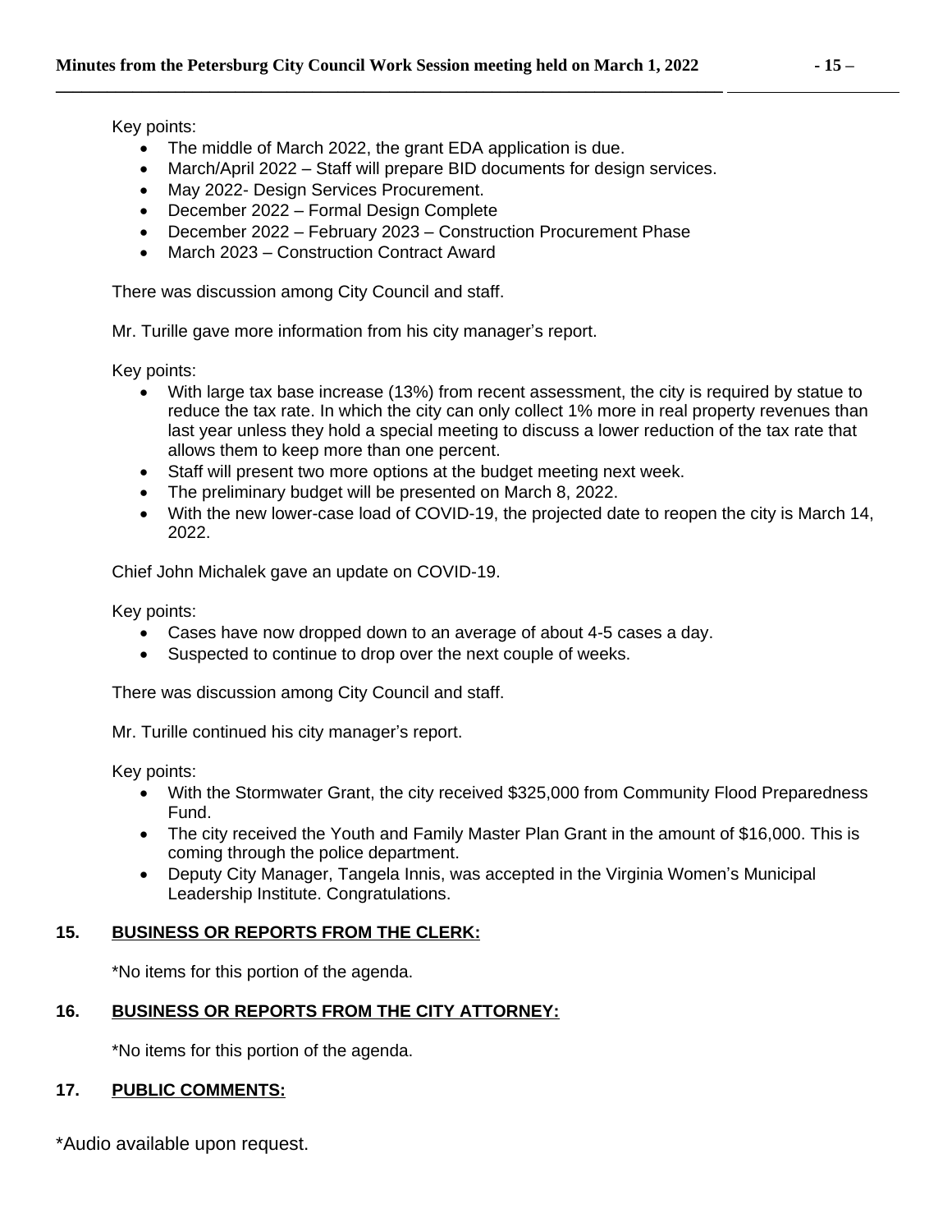Key points:

- The middle of March 2022, the grant EDA application is due.
- March/April 2022 – Staff will prepare BID documents for design services.
- May 2022- Design Services Procurement.
- December 2022 – Formal Design Complete
- December 2022 – February 2023 – Construction Procurement Phase
- March 2023 – Construction Contract Award

There was discussion among City Council and staff.

Mr. Turille gave more information from his city manager's report.

Key points:

- With large tax base increase (13%) from recent assessment, the city is required by statue to reduce the tax rate. In which the city can only collect 1% more in real property revenues than last year unless they hold a special meeting to discuss a lower reduction of the tax rate that allows them to keep more than one percent.
- Staff will present two more options at the budget meeting next week.
- The preliminary budget will be presented on March 8, 2022.
- With the new lower-case load of COVID-19, the projected date to reopen the city is March 14, 2022.

Chief John Michalek gave an update on COVID-19.

Key points:

- Cases have now dropped down to an average of about 4-5 cases a day.
- Suspected to continue to drop over the next couple of weeks.

There was discussion among City Council and staff.

Mr. Turille continued his city manager's report.

Key points:

- With the Stormwater Grant, the city received $325,000 from Community Flood Preparedness Fund.
- The city received the Youth and Family Master Plan Grant in the amount of $16,000. This is coming through the police department.
- Deputy City Manager, Tangela Innis, was accepted in the Virginia Women's Municipal Leadership Institute. Congratulations.

## 15. BUSINESS OR REPORTS FROM THE CLERK:

*No items for this portion of the agenda.

## 16. BUSINESS OR REPORTS FROM THE CITY ATTORNEY:

*No items for this portion of the agenda.

## 17. PUBLIC COMMENTS:

*Audio available upon request.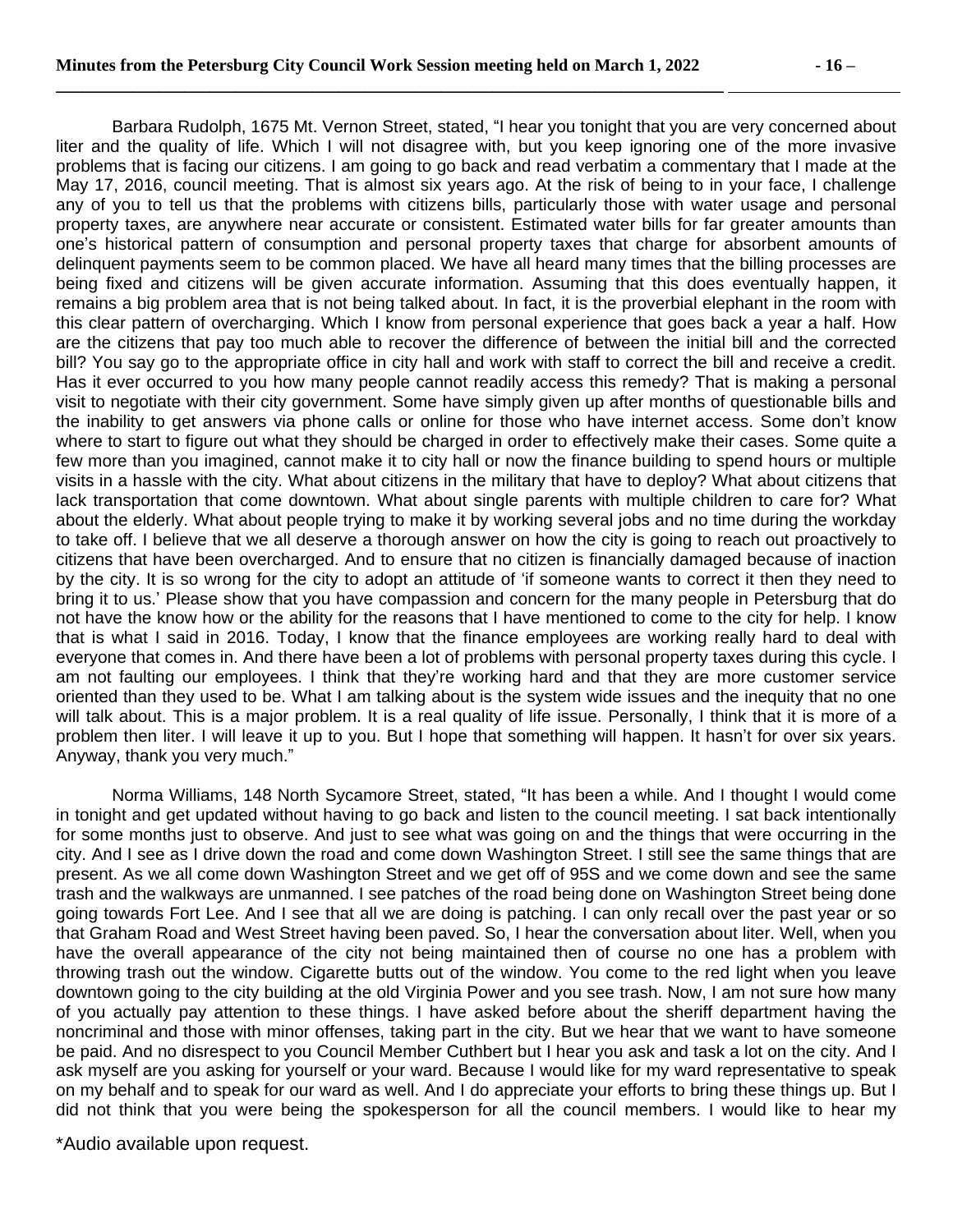Barbara Rudolph, 1675 Mt. Vernon Street, stated, "I hear you tonight that you are very concerned about liter and the quality of life. Which I will not disagree with, but you keep ignoring one of the more invasive problems that is facing our citizens. I am going to go back and read verbatim a commentary that I made at the May 17, 2016, council meeting. That is almost six years ago. At the risk of being to in your face, I challenge any of you to tell us that the problems with citizens bills, particularly those with water usage and personal property taxes, are anywhere near accurate or consistent. Estimated water bills for far greater amounts than one's historical pattern of consumption and personal property taxes that charge for absorbent amounts of delinquent payments seem to be common placed. We have all heard many times that the billing processes are being fixed and citizens will be given accurate information. Assuming that this does eventually happen, it remains a big problem area that is not being talked about. In fact, it is the proverbial elephant in the room with this clear pattern of overcharging. Which I know from personal experience that goes back a year a half. How are the citizens that pay too much able to recover the difference of between the initial bill and the corrected bill? You say go to the appropriate office in city hall and work with staff to correct the bill and receive a credit. Has it ever occurred to you how many people cannot readily access this remedy? That is making a personal visit to negotiate with their city government. Some have simply given up after months of questionable bills and the inability to get answers via phone calls or online for those who have internet access. Some don't know where to start to figure out what they should be charged in order to effectively make their cases. Some quite a few more than you imagined, cannot make it to city hall or now the finance building to spend hours or multiple visits in a hassle with the city. What about citizens in the military that have to deploy? What about citizens that lack transportation that come downtown. What about single parents with multiple children to care for? What about the elderly. What about people trying to make it by working several jobs and no time during the workday to take off. I believe that we all deserve a thorough answer on how the city is going to reach out proactively to citizens that have been overcharged. And to ensure that no citizen is financially damaged because of inaction by the city. It is so wrong for the city to adopt an attitude of 'if someone wants to correct it then they need to bring it to us.' Please show that you have compassion and concern for the many people in Petersburg that do not have the know how or the ability for the reasons that I have mentioned to come to the city for help. I know that is what I said in 2016. Today, I know that the finance employees are working really hard to deal with everyone that comes in. And there have been a lot of problems with personal property taxes during this cycle. I am not faulting our employees. I think that they're working hard and that they are more customer service oriented than they used to be. What I am talking about is the system wide issues and the inequity that no one will talk about. This is a major problem. It is a real quality of life issue. Personally, I think that it is more of a problem then liter. I will leave it up to you. But I hope that something will happen. It hasn't for over six years. Anyway, thank you very much."

Norma Williams, 148 North Sycamore Street, stated, "It has been a while. And I thought I would come in tonight and get updated without having to go back and listen to the council meeting. I sat back intentionally for some months just to observe. And just to see what was going on and the things that were occurring in the city. And I see as I drive down the road and come down Washington Street. I still see the same things that are present. As we all come down Washington Street and we get off of 95S and we come down and see the same trash and the walkways are unmanned. I see patches of the road being done on Washington Street being done going towards Fort Lee. And I see that all we are doing is patching. I can only recall over the past year or so that Graham Road and West Street having been paved. So, I hear the conversation about liter. Well, when you have the overall appearance of the city not being maintained then of course no one has a problem with throwing trash out the window. Cigarette butts out of the window. You come to the red light when you leave downtown going to the city building at the old Virginia Power and you see trash. Now, I am not sure how many of you actually pay attention to these things. I have asked before about the sheriff department having the noncriminal and those with minor offenses, taking part in the city. But we hear that we want to have someone be paid. And no disrespect to you Council Member Cuthbert but I hear you ask and task a lot on the city. And I ask myself are you asking for yourself or your ward. Because I would like for my ward representative to speak on my behalf and to speak for our ward as well. And I do appreciate your efforts to bring these things up. But I did not think that you were being the spokesperson for all the council members. I would like to hear my

*Audio available upon request.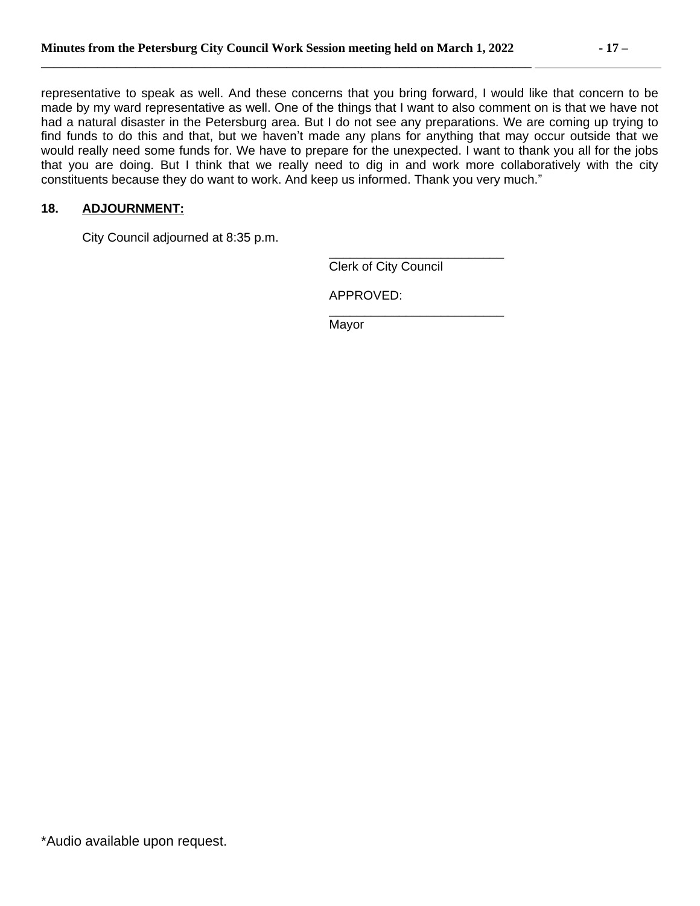representative to speak as well. And these concerns that you bring forward, I would like that concern to be made by my ward representative as well. One of the things that I want to also comment on is that we have not had a natural disaster in the Petersburg area. But I do not see any preparations. We are coming up trying to find funds to do this and that, but we haven't made any plans for anything that may occur outside that we would really need some funds for. We have to prepare for the unexpected. I want to thank you all for the jobs that you are doing. But I think that we really need to dig in and work more collaboratively with the city constituents because they do want to work. And keep us informed. Thank you very much."

**18. ADJOURNMENT:**

City Council adjourned at 8:35 p.m.

\_\_\_\_\_\_\_\_\_\_\_\_\_\_\_\_\_\_\_\_\_\_\_\_\_
Clerk of City Council

APPROVED:

\_\_\_\_\_\_\_\_\_\_\_\_\_\_\_\_\_\_\_\_\_\_\_\_\_
Mayor

*Audio available upon request.